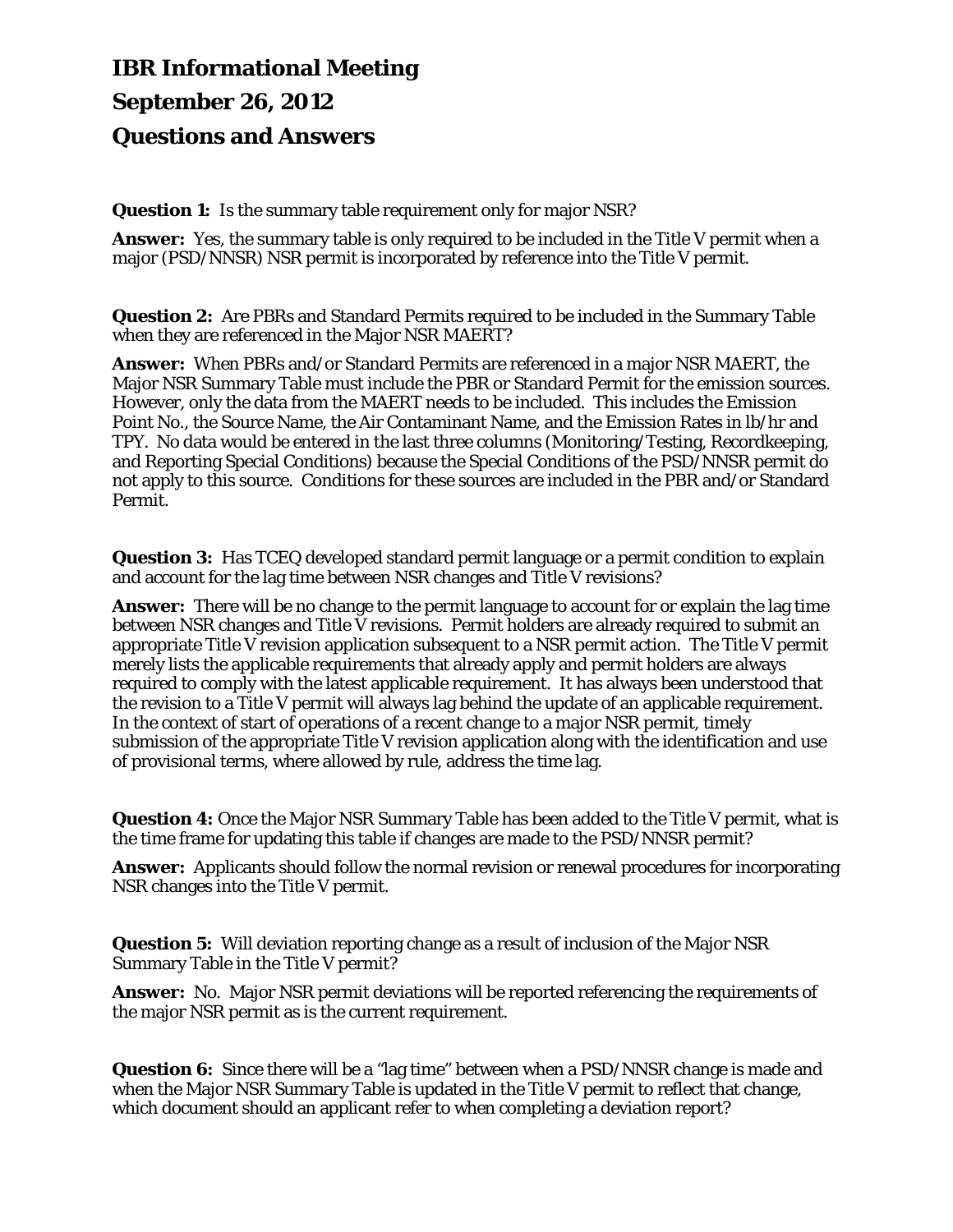# IBR Informational Meeting

# September 26, 2012

# Questions and Answers

**Question 1:** Is the summary table requirement only for major NSR?

**Answer:** Yes, the summary table is only required to be included in the Title V permit when a major (PSD/NNSR) NSR permit is incorporated by reference into the Title V permit.

**Question 2:** Are PBRs and Standard Permits required to be included in the Summary Table when they are referenced in the Major NSR MAERT?

**Answer:** When PBRs and/or Standard Permits are referenced in a major NSR MAERT, the Major NSR Summary Table must include the PBR or Standard Permit for the emission sources. However, only the data from the MAERT needs to be included. This includes the Emission Point No., the Source Name, the Air Contaminant Name, and the Emission Rates in lb/hr and TPY. No data would be entered in the last three columns (Monitoring/Testing, Recordkeeping, and Reporting Special Conditions) because the Special Conditions of the PSD/NNSR permit do not apply to this source. Conditions for these sources are included in the PBR and/or Standard Permit.

**Question 3:** Has TCEQ developed standard permit language or a permit condition to explain and account for the lag time between NSR changes and Title V revisions?

**Answer:** There will be no change to the permit language to account for or explain the lag time between NSR changes and Title V revisions. Permit holders are already required to submit an appropriate Title V revision application subsequent to a NSR permit action. The Title V permit merely lists the applicable requirements that already apply and permit holders are always required to comply with the latest applicable requirement. It has always been understood that the revision to a Title V permit will always lag behind the update of an applicable requirement. In the context of start of operations of a recent change to a major NSR permit, timely submission of the appropriate Title V revision application along with the identification and use of provisional terms, where allowed by rule, address the time lag.

**Question 4:** Once the Major NSR Summary Table has been added to the Title V permit, what is the time frame for updating this table if changes are made to the PSD/NNSR permit?

**Answer:** Applicants should follow the normal revision or renewal procedures for incorporating NSR changes into the Title V permit.

**Question 5:** Will deviation reporting change as a result of inclusion of the Major NSR Summary Table in the Title V permit?

**Answer:** No. Major NSR permit deviations will be reported referencing the requirements of the major NSR permit as is the current requirement.

**Question 6:** Since there will be a "lag time" between when a PSD/NNSR change is made and when the Major NSR Summary Table is updated in the Title V permit to reflect that change, which document should an applicant refer to when completing a deviation report?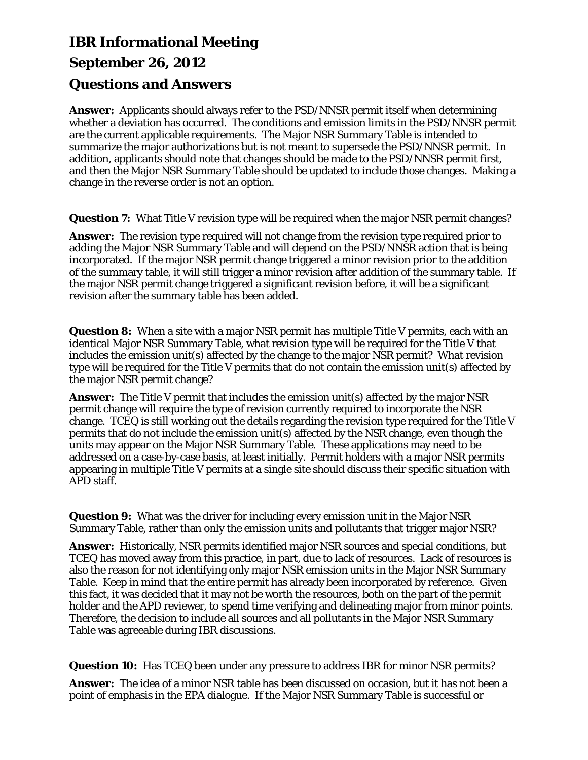# IBR Informational Meeting

# September 26, 2012

# Questions and Answers

**Answer:** Applicants should always refer to the PSD/NNSR permit itself when determining whether a deviation has occurred. The conditions and emission limits in the PSD/NNSR permit are the current applicable requirements. The Major NSR Summary Table is intended to summarize the major authorizations but is not meant to supersede the PSD/NNSR permit. In addition, applicants should note that changes should be made to the PSD/NNSR permit first, and then the Major NSR Summary Table should be updated to include those changes. Making a change in the reverse order is not an option.

**Question 7:** What Title V revision type will be required when the major NSR permit changes?

**Answer:** The revision type required will not change from the revision type required prior to adding the Major NSR Summary Table and will depend on the PSD/NNSR action that is being incorporated. If the major NSR permit change triggered a minor revision prior to the addition of the summary table, it will still trigger a minor revision after addition of the summary table. If the major NSR permit change triggered a significant revision before, it will be a significant revision after the summary table has been added.

**Question 8:** When a site with a major NSR permit has multiple Title V permits, each with an identical Major NSR Summary Table, what revision type will be required for the Title V that includes the emission unit(s) affected by the change to the major NSR permit? What revision type will be required for the Title V permits that do not contain the emission unit(s) affected by the major NSR permit change?

**Answer:** The Title V permit that includes the emission unit(s) affected by the major NSR permit change will require the type of revision currently required to incorporate the NSR change. TCEQ is still working out the details regarding the revision type required for the Title V permits that do not include the emission unit(s) affected by the NSR change, even though the units may appear on the Major NSR Summary Table. These applications may need to be addressed on a case-by-case basis, at least initially. Permit holders with a major NSR permits appearing in multiple Title V permits at a single site should discuss their specific situation with APD staff.

**Question 9:** What was the driver for including every emission unit in the Major NSR Summary Table, rather than only the emission units and pollutants that trigger major NSR?

**Answer:** Historically, NSR permits identified major NSR sources and special conditions, but TCEQ has moved away from this practice, in part, due to lack of resources. Lack of resources is also the reason for not identifying only major NSR emission units in the Major NSR Summary Table. Keep in mind that the entire permit has already been incorporated by reference. Given this fact, it was decided that it may not be worth the resources, both on the part of the permit holder and the APD reviewer, to spend time verifying and delineating major from minor points. Therefore, the decision to include all sources and all pollutants in the Major NSR Summary Table was agreeable during IBR discussions.

**Question 10:** Has TCEQ been under any pressure to address IBR for minor NSR permits?

**Answer:** The idea of a minor NSR table has been discussed on occasion, but it has not been a point of emphasis in the EPA dialogue. If the Major NSR Summary Table is successful or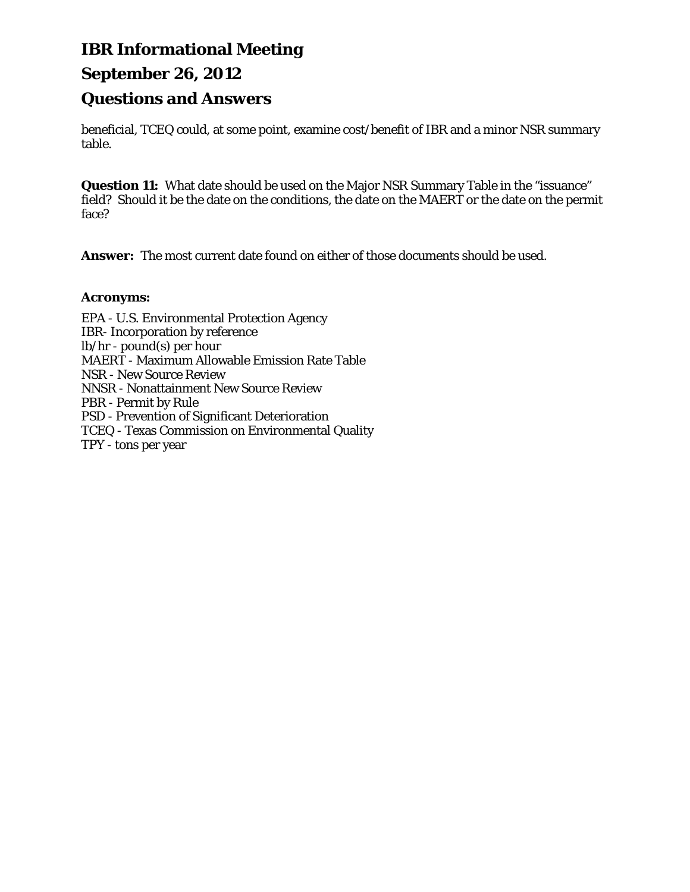beneficial, TCEQ could, at some point, examine cost/benefit of IBR and a minor NSR summary table.

**Question 11:** What date should be used on the Major NSR Summary Table in the "issuance" field? Should it be the date on the conditions, the date on the MAERT or the date on the permit face?

**Answer:** The most current date found on either of those documents should be used.

**Acronyms:**

EPA - U.S. Environmental Protection Agency
IBR- Incorporation by reference
lb/hr - pound(s) per hour
MAERT - Maximum Allowable Emission Rate Table
NSR - New Source Review
NNSR - Nonattainment New Source Review
PBR - Permit by Rule
PSD - Prevention of Significant Deterioration
TCEQ - Texas Commission on Environmental Quality
TPY - tons per year